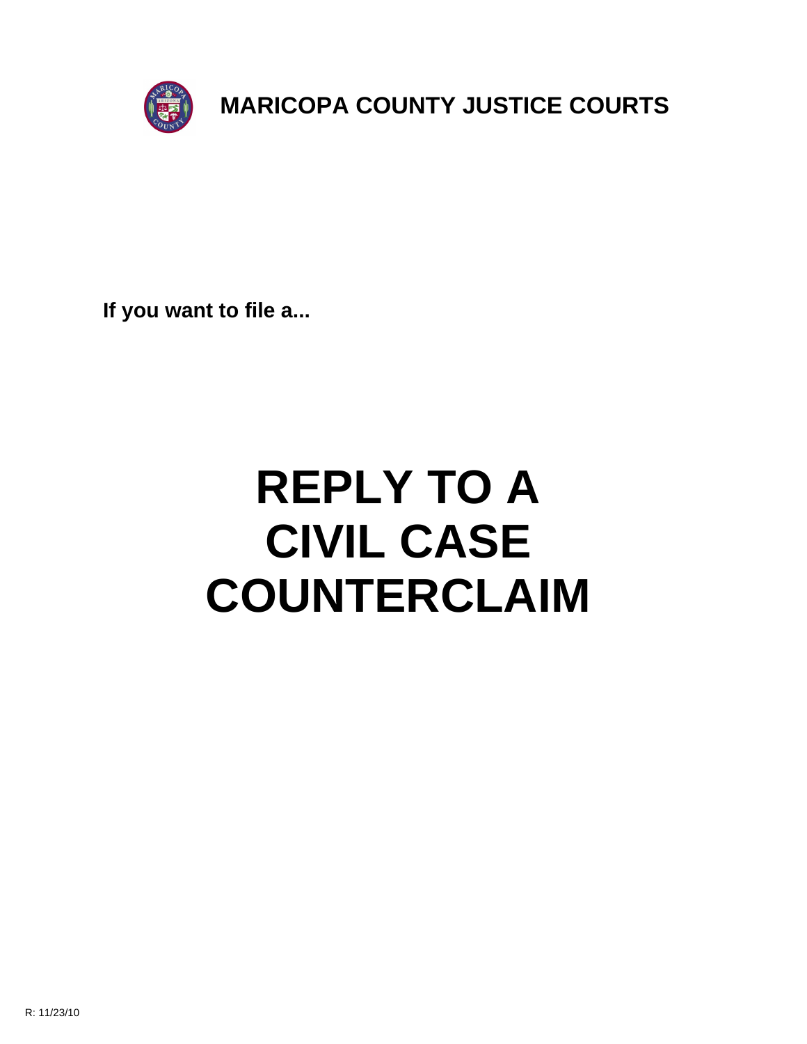# MARICOPA COUNTY JUSTICE COURTS

**If you want to file a...**

# REPLY TO A CIVIL CASE COUNTERCLAIM

R: 11/23/10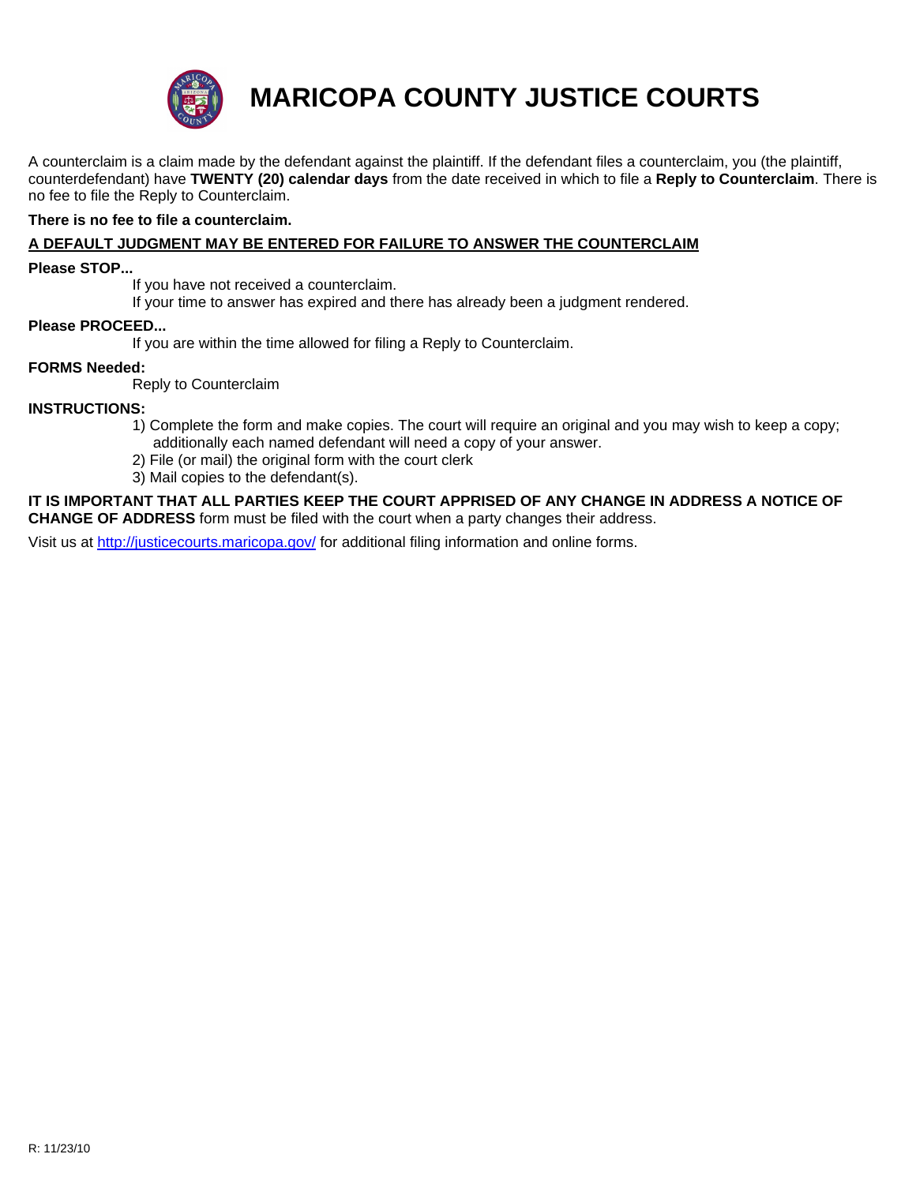# MARICOPA COUNTY JUSTICE COURTS

A counterclaim is a claim made by the defendant against the plaintiff. If the defendant files a counterclaim, you (the plaintiff, counterdefendant) have **TWENTY (20) calendar days** from the date received in which to file a **Reply to Counterclaim**. There is no fee to file the Reply to Counterclaim.

**There is no fee to file a counterclaim.**

**<u>A DEFAULT JUDGMENT MAY BE ENTERED FOR FAILURE TO ANSWER THE COUNTERCLAIM</u>**

**Please STOP...**

If you have not received a counterclaim.
If your time to answer has expired and there has already been a judgment rendered.

**Please PROCEED...**

If you are within the time allowed for filing a Reply to Counterclaim.

**FORMS Needed:**

Reply to Counterclaim

**INSTRUCTIONS:**

1) Complete the form and make copies. The court will require an original and you may wish to keep a copy; additionally each named defendant will need a copy of your answer.
2) File (or mail) the original form with the court clerk
3) Mail copies to the defendant(s).

**IT IS IMPORTANT THAT ALL PARTIES KEEP THE COURT APPRISED OF ANY CHANGE IN ADDRESS A NOTICE OF CHANGE OF ADDRESS** form must be filed with the court when a party changes their address.

Visit us at http://justicecourts.maricopa.gov/ for additional filing information and online forms.

R: 11/23/10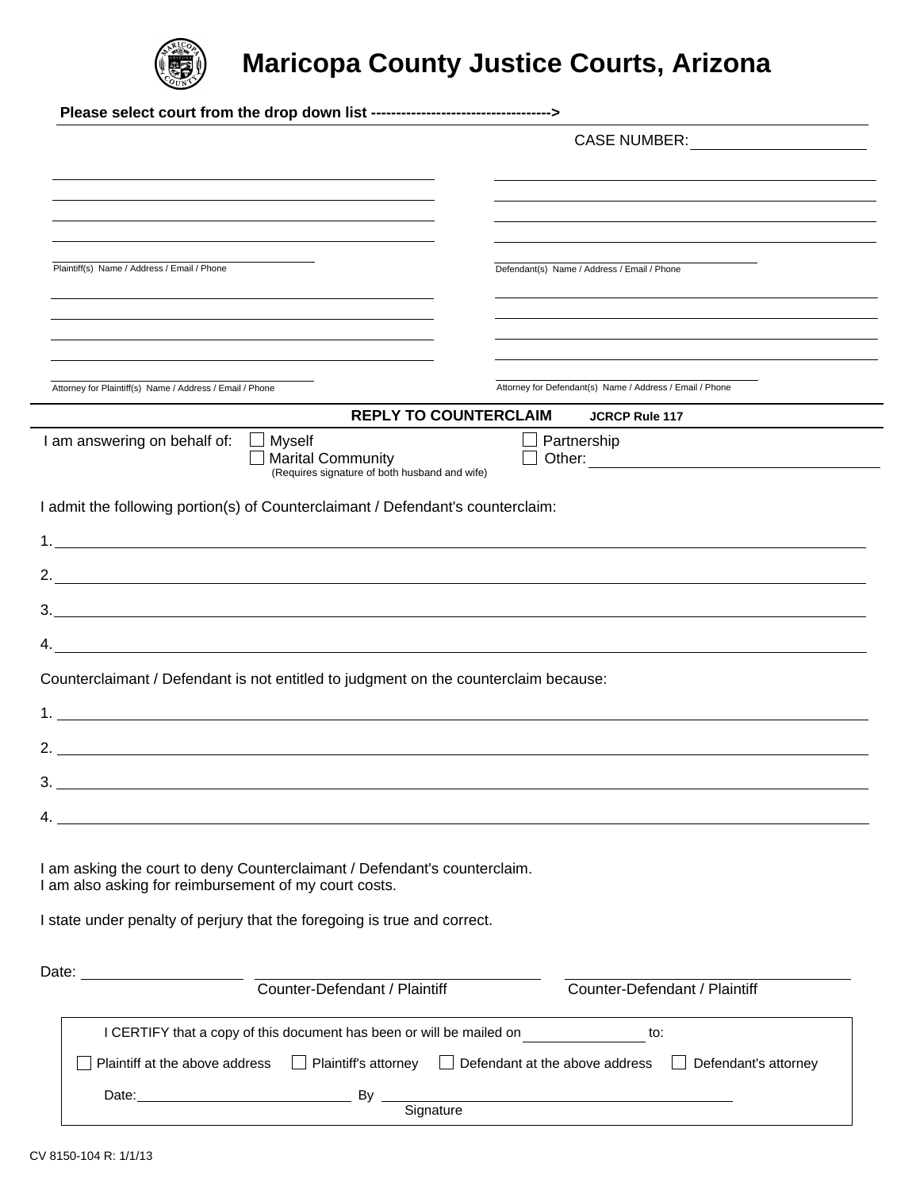# Maricopa County Justice Courts, Arizona

**Please select court from the drop down list ----------------------------------->**

CASE NUMBER: ____________________

Plaintiff(s) Name / Address / Email / Phone

Defendant(s) Name / Address / Email / Phone

Attorney for Plaintiff(s) Name / Address / Email / Phone

Attorney for Defendant(s) Name / Address / Email / Phone

## REPLY TO COUNTERCLAIM JCRCP Rule 117

I am answering on behalf of: ☐ Myself ☐ Marital Community (Requires signature of both husband and wife) ☐ Partnership ☐ Other: ____________________

I admit the following portion(s) of Counterclaimant / Defendant's counterclaim:

1. ____________________
2. ____________________
3. ____________________
4. ____________________

Counterclaimant / Defendant is not entitled to judgment on the counterclaim because:

1. ____________________
2. ____________________
3. ____________________
4. ____________________

I am asking the court to deny Counterclaimant / Defendant's counterclaim.
I am also asking for reimbursement of my court costs.

I state under penalty of perjury that the foregoing is true and correct.

Date: ____________________

____________________ Counter-Defendant / Plaintiff

____________________ Counter-Defendant / Plaintiff

I CERTIFY that a copy of this document has been or will be mailed on ____________ to:

☐ Plaintiff at the above address ☐ Plaintiff's attorney ☐ Defendant at the above address ☐ Defendant's attorney

Date: ____________________ By ____________________
Signature

CV 8150-104 R: 1/1/13